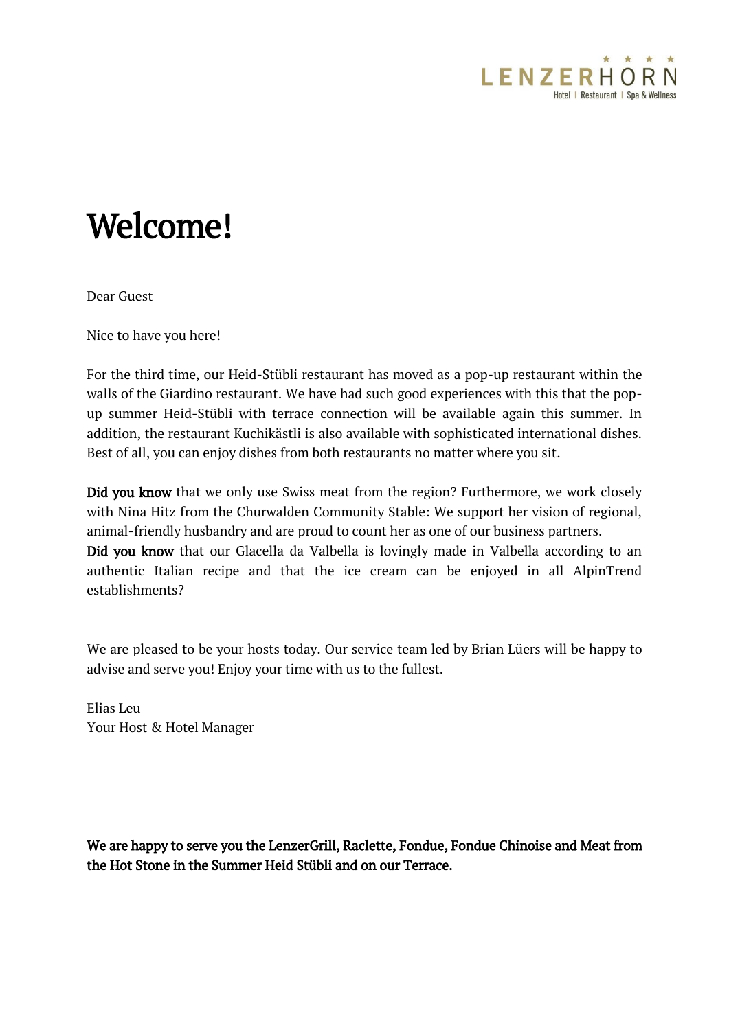LENZERHORN
Hotel | Restaurant | Spa & Wellness

# Welcome!

Dear Guest

Nice to have you here!

For the third time, our Heid-Stübli restaurant has moved as a pop-up restaurant within the walls of the Giardino restaurant. We have had such good experiences with this that the pop-up summer Heid-Stübli with terrace connection will be available again this summer. In addition, the restaurant Kuchikästli is also available with sophisticated international dishes. Best of all, you can enjoy dishes from both restaurants no matter where you sit.

**Did you know** that we only use Swiss meat from the region? Furthermore, we work closely with Nina Hitz from the Churwalden Community Stable: We support her vision of regional, animal-friendly husbandry and are proud to count her as one of our business partners.
**Did you know** that our Glacella da Valbella is lovingly made in Valbella according to an authentic Italian recipe and that the ice cream can be enjoyed in all AlpinTrend establishments?

We are pleased to be your hosts today. Our service team led by Brian Lüers will be happy to advise and serve you! Enjoy your time with us to the fullest.

Elias Leu
Your Host & Hotel Manager

**We are happy to serve you the LenzerGrill, Raclette, Fondue, Fondue Chinoise and Meat from the Hot Stone in the Summer Heid Stübli and on our Terrace.**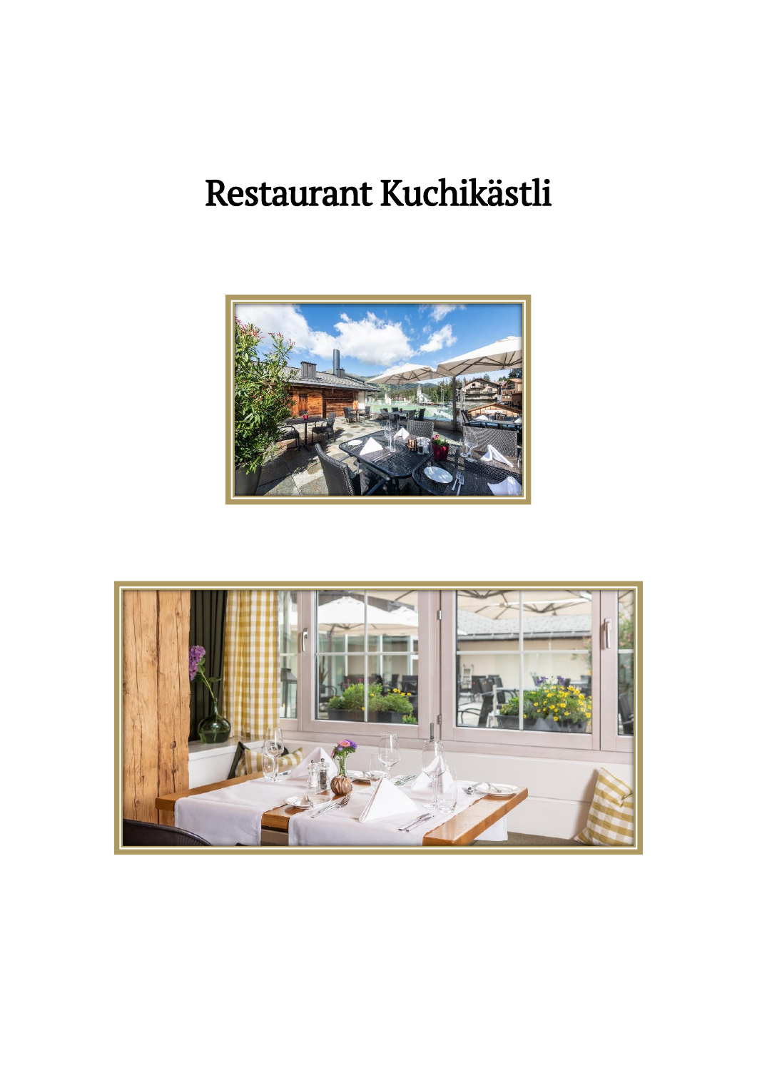# Restaurant Kuchikästli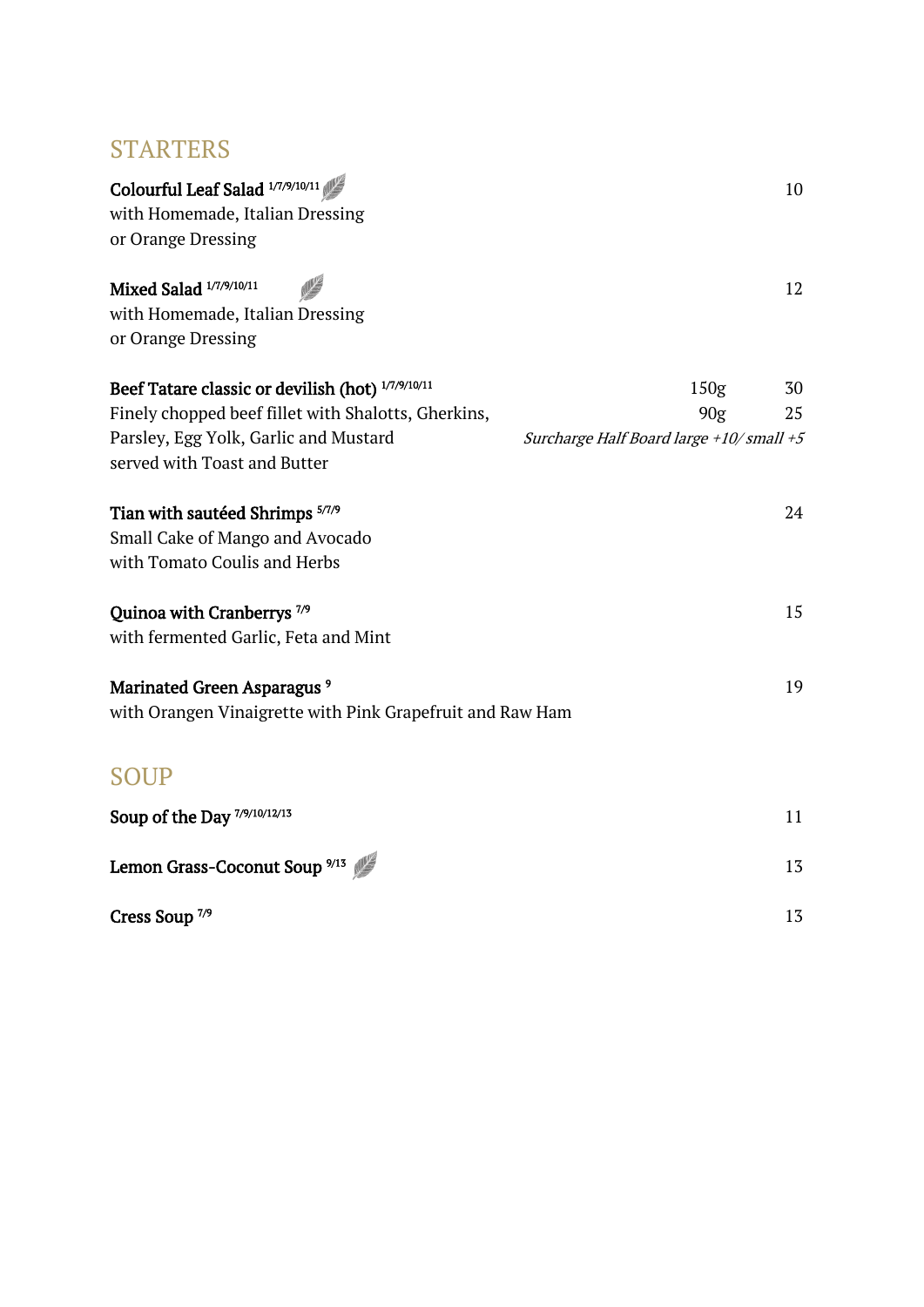## STARTERS

**Colourful Leaf Salad** [1/7/9/10/11] — 10
with Homemade, Italian Dressing
or Orange Dressing

**Mixed Salad** [1/7/9/10/11] — 12
with Homemade, Italian Dressing
or Orange Dressing

**Beef Tatare classic or devilish (hot)** [1/7/9/10/11] — 150g 30 / 90g 25
Finely chopped beef fillet with Shalotts, Gherkins,
Parsley, Egg Yolk, Garlic and Mustard
served with Toast and Butter
*Surcharge Half Board large +10/ small +5*

**Tian with sautéed Shrimps** [5/7/9] — 24
Small Cake of Mango and Avocado
with Tomato Coulis and Herbs

**Quinoa with Cranberrys** [7/9] — 15
with fermented Garlic, Feta and Mint

**Marinated Green Asparagus** [9] — 19
with Orangen Vinaigrette with Pink Grapefruit and Raw Ham

## SOUP

**Soup of the Day** [7/9/10/12/13] — 11

**Lemon Grass-Coconut Soup** [9/13] — 13

**Cress Soup** [7/9] — 13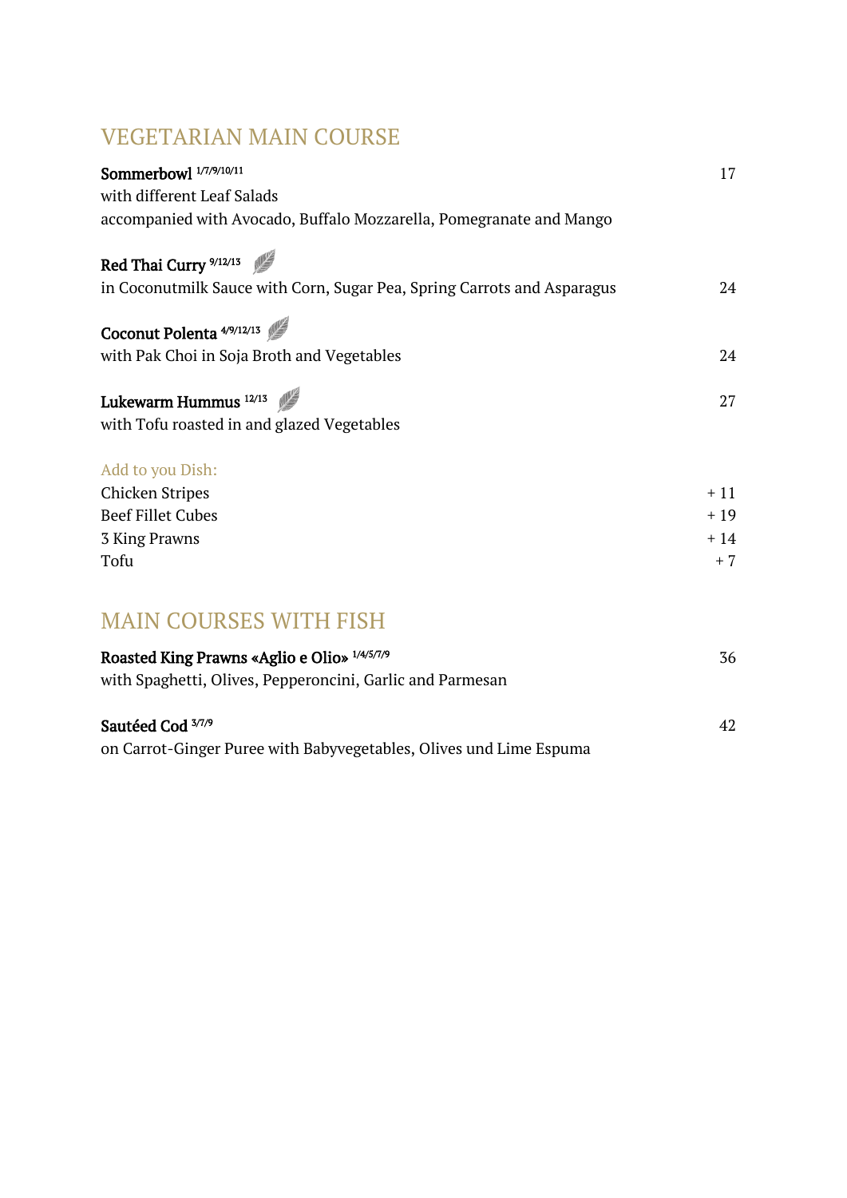## VEGETARIAN MAIN COURSE

**Sommerbowl** [1/7/9/10/11] 17
with different Leaf Salads
accompanied with Avocado, Buffalo Mozzarella, Pomegranate and Mango

**Red Thai Curry** [9/12/13]
in Coconutmilk Sauce with Corn, Sugar Pea, Spring Carrots and Asparagus 24

**Coconut Polenta** [4/9/12/13]
with Pak Choi in Soja Broth and Vegetables 24

**Lukewarm Hummus** [12/13] 27
with Tofu roasted in and glazed Vegetables

Add to you Dish:

| | |
|---|---|
| Chicken Stripes | + 11 |
| Beef Fillet Cubes | + 19 |
| 3 King Prawns | + 14 |
| Tofu | + 7 |

## MAIN COURSES WITH FISH

**Roasted King Prawns «Aglio e Olio»** [1/4/5/7/9] 36
with Spaghetti, Olives, Pepperoncini, Garlic and Parmesan

**Sautéed Cod** [3/7/9] 42
on Carrot-Ginger Puree with Babyvegetables, Olives und Lime Espuma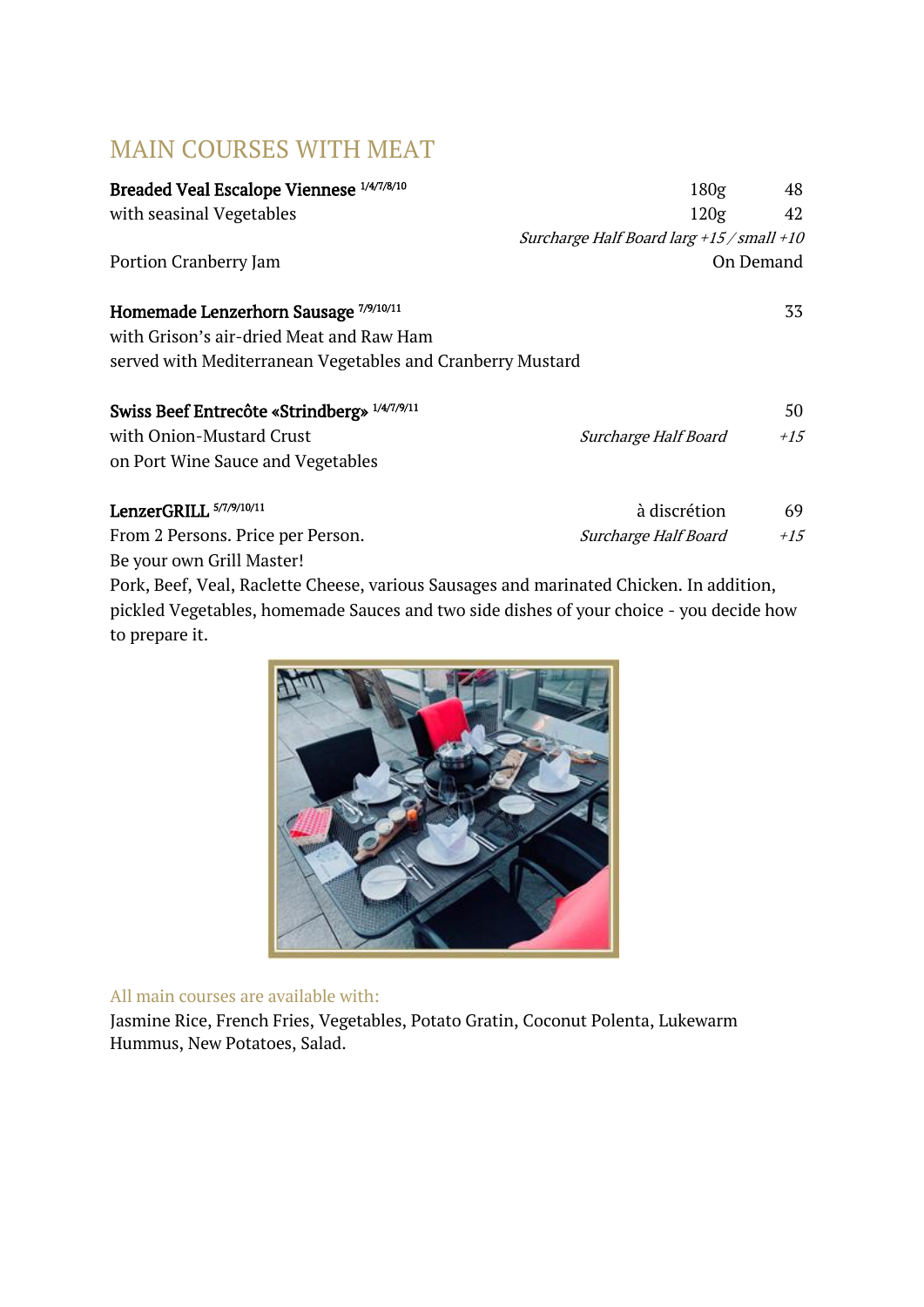## MAIN COURSES WITH MEAT

**Breaded Veal Escalope Viennese** [1/4/7/8/10]
with seasinal Vegetables

| | | |
|---|---|---|
| | 180g | 48 |
| | 120g | 42 |

*Surcharge Half Board larg +15 / small +10*

Portion Cranberry Jam — On Demand

**Homemade Lenzerhorn Sausage** [7/9/10/11] — 33
with Grison's air-dried Meat and Raw Ham
served with Mediterranean Vegetables and Cranberry Mustard

**Swiss Beef Entrecôte «Strindberg»** [1/4/7/9/11] — 50
with Onion-Mustard Crust — *Surcharge Half Board +15*
on Port Wine Sauce and Vegetables

**LenzerGRILL** [5/7/9/10/11] — à discrétion — 69
From 2 Persons. Price per Person. — *Surcharge Half Board +15*
Be your own Grill Master!
Pork, Beef, Veal, Raclette Cheese, various Sausages and marinated Chicken. In addition, pickled Vegetables, homemade Sauces and two side dishes of your choice - you decide how to prepare it.

All main courses are available with:
Jasmine Rice, French Fries, Vegetables, Potato Gratin, Coconut Polenta, Lukewarm Hummus, New Potatoes, Salad.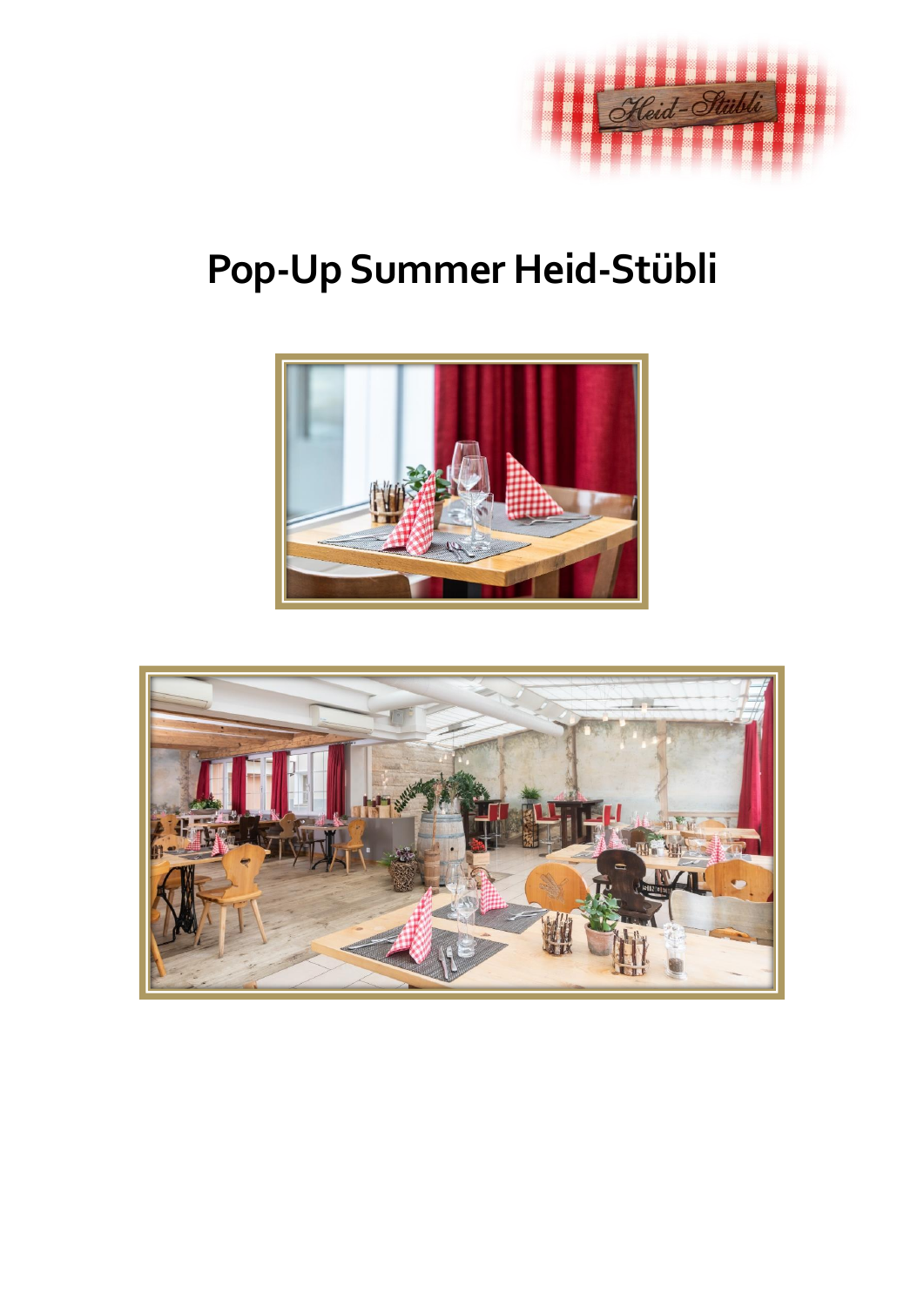# Pop-Up Summer Heid-Stübli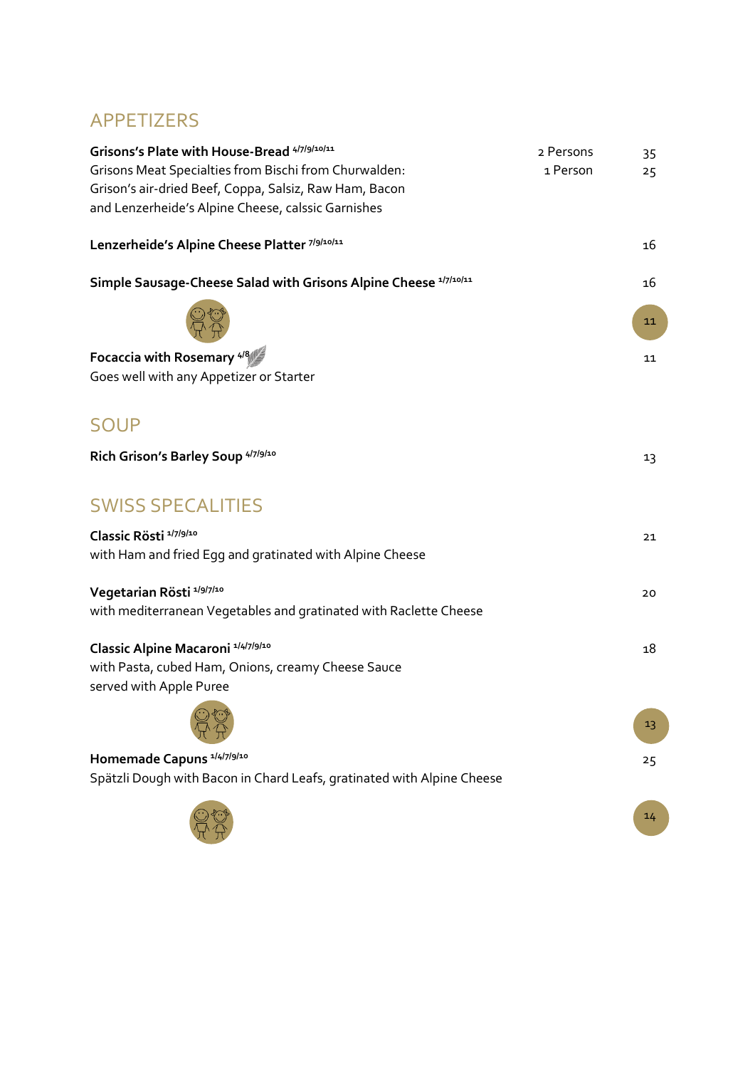## APPETIZERS

**Grisons's Plate with House-Bread** 4/7/9/10/11 — 2 Persons 35 / 1 Person 25
Grisons Meat Specialties from Bischi from Churwalden:
Grison's air-dried Beef, Coppa, Salsiz, Raw Ham, Bacon
and Lenzerheide's Alpine Cheese, calssic Garnishes

**Lenzerheide's Alpine Cheese Platter** 7/9/10/11 — 16

**Simple Sausage-Cheese Salad with Grisons Alpine Cheese** 1/7/10/11 — 16

Kids: 11

**Focaccia with Rosemary** 4/8 — 11
Goes well with any Appetizer or Starter

## SOUP

**Rich Grison's Barley Soup** 4/7/9/10 — 13

## SWISS SPECALITIES

**Classic Rösti** 1/7/9/10 — 21
with Ham and fried Egg and gratinated with Alpine Cheese

**Vegetarian Rösti** 1/9/7/10 — 20
with mediterranean Vegetables and gratinated with Raclette Cheese

**Classic Alpine Macaroni** 1/4/7/9/10 — 18
with Pasta, cubed Ham, Onions, creamy Cheese Sauce
served with Apple Puree

Kids: 13

**Homemade Capuns** 1/4/7/9/10 — 25
Spätzli Dough with Bacon in Chard Leafs, gratinated with Alpine Cheese

Kids: 14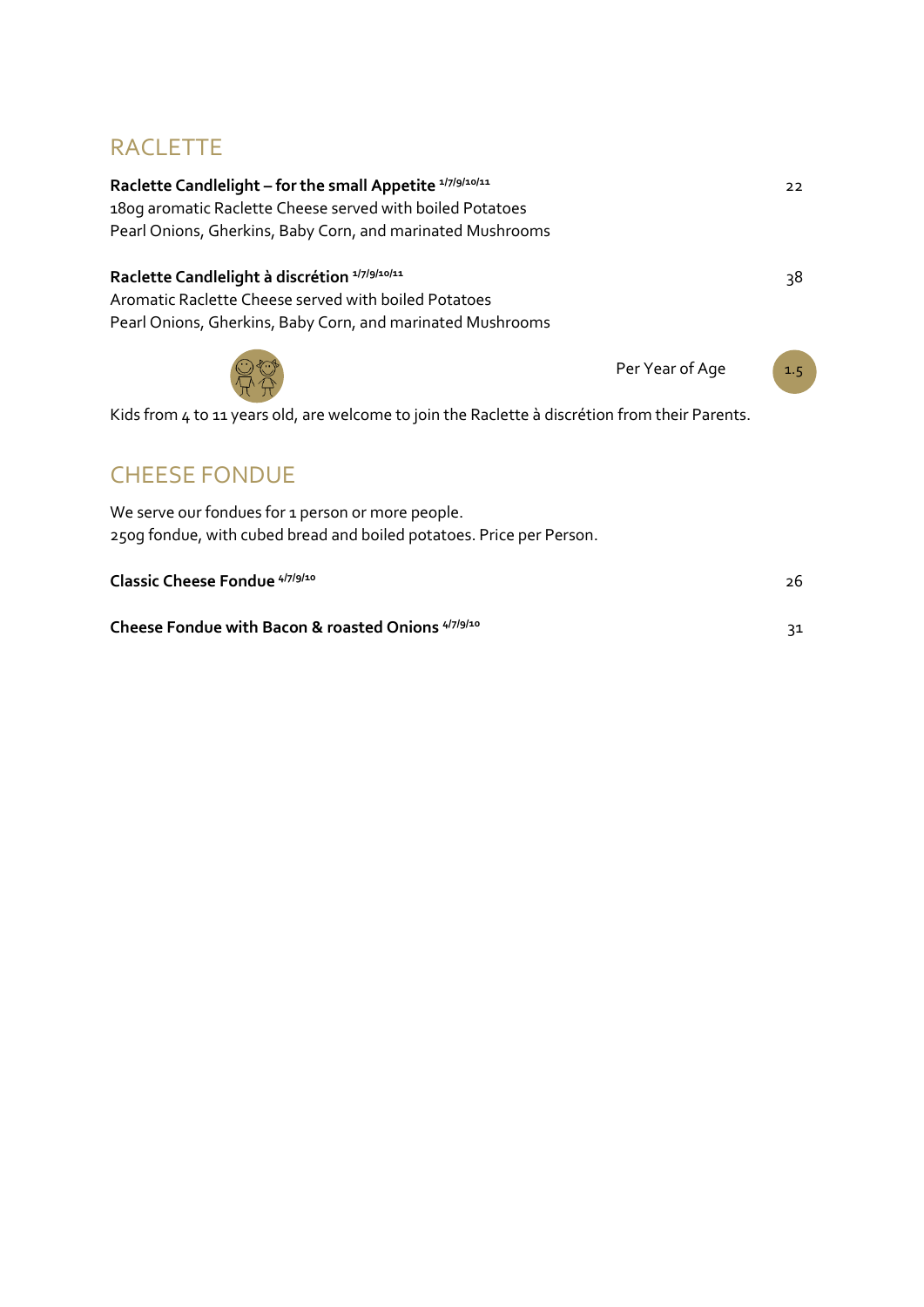## RACLETTE

**Raclette Candlelight – for the small Appetite** [1/7/9/10/11] — 22

180g aromatic Raclette Cheese served with boiled Potatoes
Pearl Onions, Gherkins, Baby Corn, and marinated Mushrooms

**Raclette Candlelight à discrétion** [1/7/9/10/11] — 38

Aromatic Raclette Cheese served with boiled Potatoes
Pearl Onions, Gherkins, Baby Corn, and marinated Mushrooms

Per Year of Age — 1.5

Kids from 4 to 11 years old, are welcome to join the Raclette à discrétion from their Parents.

## CHEESE FONDUE

We serve our fondues for 1 person or more people.
250g fondue, with cubed bread and boiled potatoes. Price per Person.

**Classic Cheese Fondue** [4/7/9/10] — 26

**Cheese Fondue with Bacon & roasted Onions** [4/7/9/10] — 31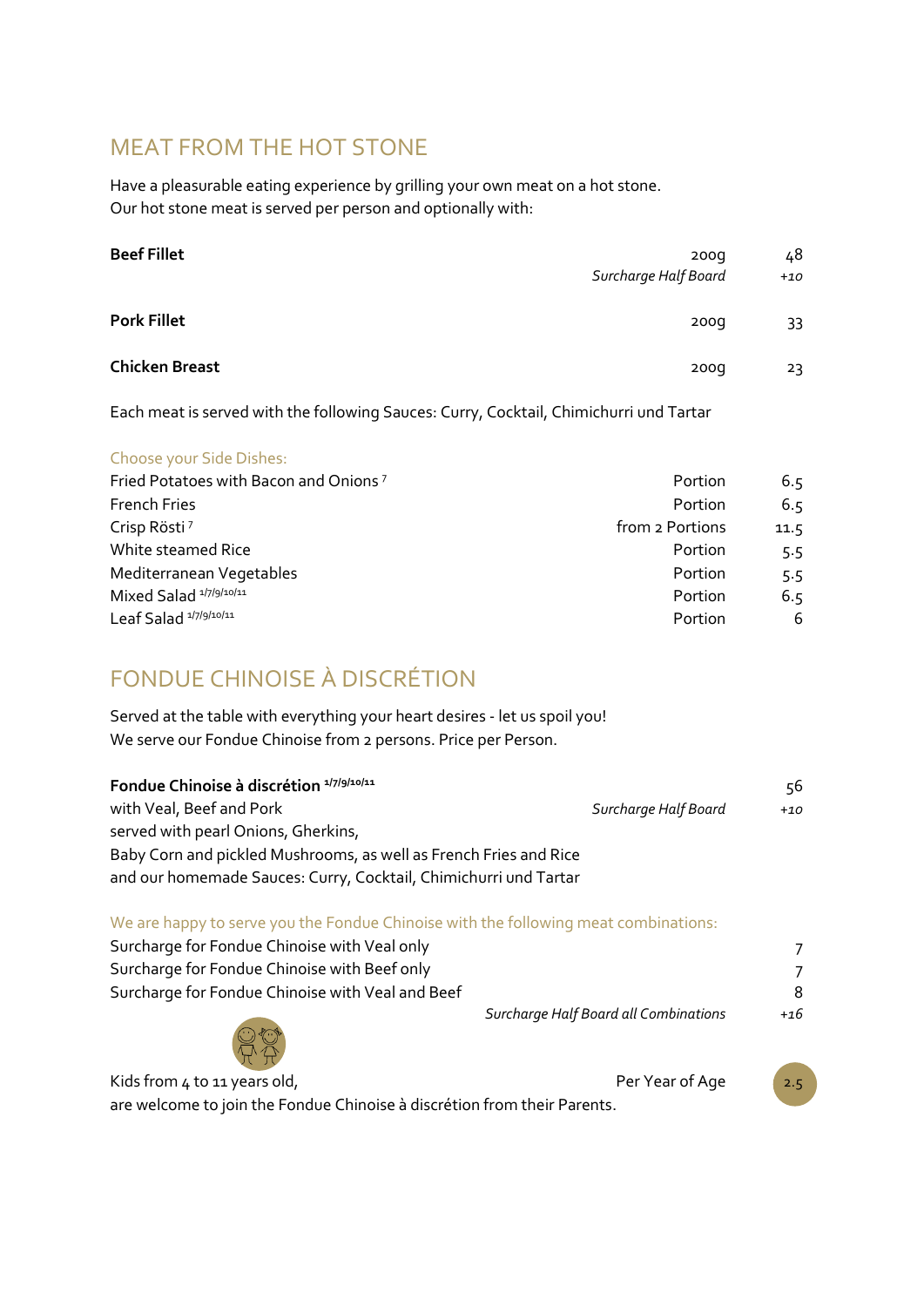## MEAT FROM THE HOT STONE

Have a pleasurable eating experience by grilling your own meat on a hot stone.
Our hot stone meat is served per person and optionally with:

| | | |
|---|---|---|
| **Beef Fillet** | 200g | 48 |
| | *Surcharge Half Board* | *+10* |
| **Pork Fillet** | 200g | 33 |
| **Chicken Breast** | 200g | 23 |

Each meat is served with the following Sauces: Curry, Cocktail, Chimichurri und Tartar

Choose your Side Dishes:

| | | |
|---|---|---|
| Fried Potatoes with Bacon and Onions [7] | Portion | 6.5 |
| French Fries | Portion | 6.5 |
| Crisp Rösti [7] | from 2 Portions | 11.5 |
| White steamed Rice | Portion | 5.5 |
| Mediterranean Vegetables | Portion | 5.5 |
| Mixed Salad [1/7/9/10/11] | Portion | 6.5 |
| Leaf Salad [1/7/9/10/11] | Portion | 6 |

## FONDUE CHINOISE À DISCRÉTION

Served at the table with everything your heart desires - let us spoil you!
We serve our Fondue Chinoise from 2 persons. Price per Person.

| | | |
|---|---|---|
| **Fondue Chinoise à discrétion** [1/7/9/10/11] | | 56 |
| with Veal, Beef and Pork | *Surcharge Half Board* | *+10* |

served with pearl Onions, Gherkins,
Baby Corn and pickled Mushrooms, as well as French Fries and Rice
and our homemade Sauces: Curry, Cocktail, Chimichurri und Tartar

We are happy to serve you the Fondue Chinoise with the following meat combinations:

| | | |
|---|---|---|
| Surcharge for Fondue Chinoise with Veal only | | 7 |
| Surcharge for Fondue Chinoise with Beef only | | 7 |
| Surcharge for Fondue Chinoise with Veal and Beef | | 8 |
| | *Surcharge Half Board all Combinations* | *+16* |

| | | |
|---|---|---|
| Kids from 4 to 11 years old, | Per Year of Age | 2.5 |

are welcome to join the Fondue Chinoise à discrétion from their Parents.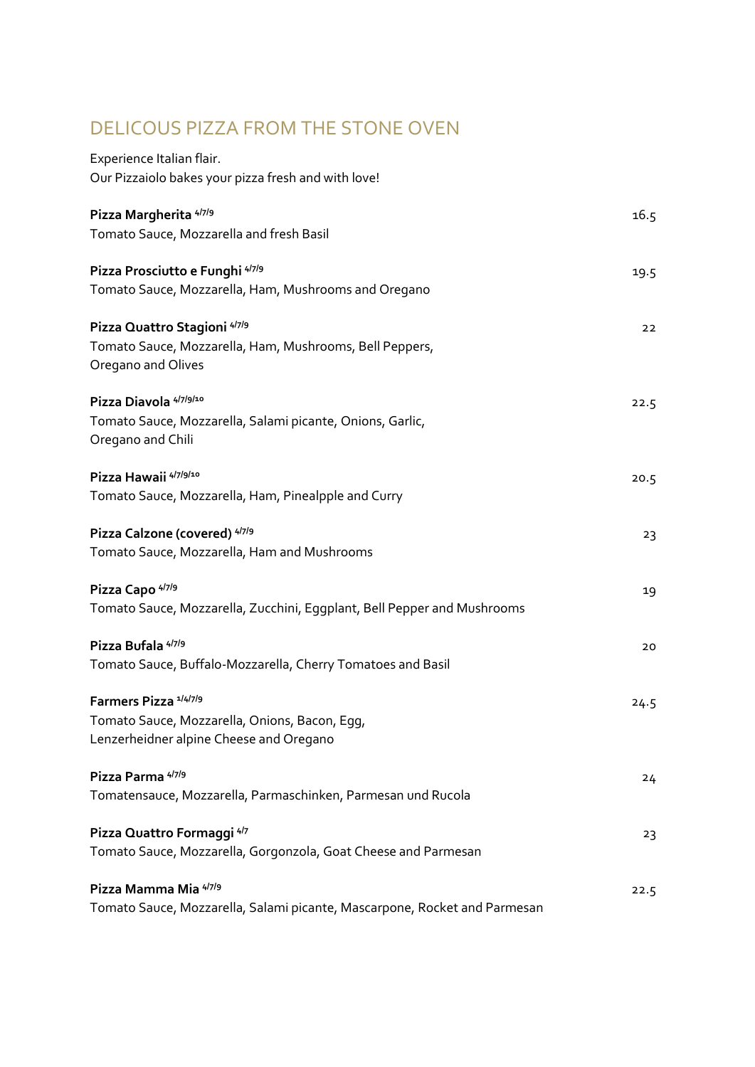## DELICOUS PIZZA FROM THE STONE OVEN

Experience Italian flair.
Our Pizzaiolo bakes your pizza fresh and with love!

**Pizza Margherita** [4/7/9] 16.5
Tomato Sauce, Mozzarella and fresh Basil

**Pizza Prosciutto e Funghi** [4/7/9] 19.5
Tomato Sauce, Mozzarella, Ham, Mushrooms and Oregano

**Pizza Quattro Stagioni** [4/7/9] 22
Tomato Sauce, Mozzarella, Ham, Mushrooms, Bell Peppers,
Oregano and Olives

**Pizza Diavola** [4/7/9/10] 22.5
Tomato Sauce, Mozzarella, Salami picante, Onions, Garlic,
Oregano and Chili

**Pizza Hawaii** [4/7/9/10] 20.5
Tomato Sauce, Mozzarella, Ham, Pinealpple and Curry

**Pizza Calzone (covered)** [4/7/9] 23
Tomato Sauce, Mozzarella, Ham and Mushrooms

**Pizza Capo** [4/7/9] 19
Tomato Sauce, Mozzarella, Zucchini, Eggplant, Bell Pepper and Mushrooms

**Pizza Bufala** [4/7/9] 20
Tomato Sauce, Buffalo-Mozzarella, Cherry Tomatoes and Basil

**Farmers Pizza** [1/4/7/9] 24.5
Tomato Sauce, Mozzarella, Onions, Bacon, Egg,
Lenzerheidner alpine Cheese and Oregano

**Pizza Parma** [4/7/9] 24
Tomatensauce, Mozzarella, Parmaschinken, Parmesan und Rucola

**Pizza Quattro Formaggi** [4/7] 23
Tomato Sauce, Mozzarella, Gorgonzola, Goat Cheese and Parmesan

**Pizza Mamma Mia** [4/7/9] 22.5
Tomato Sauce, Mozzarella, Salami picante, Mascarpone, Rocket and Parmesan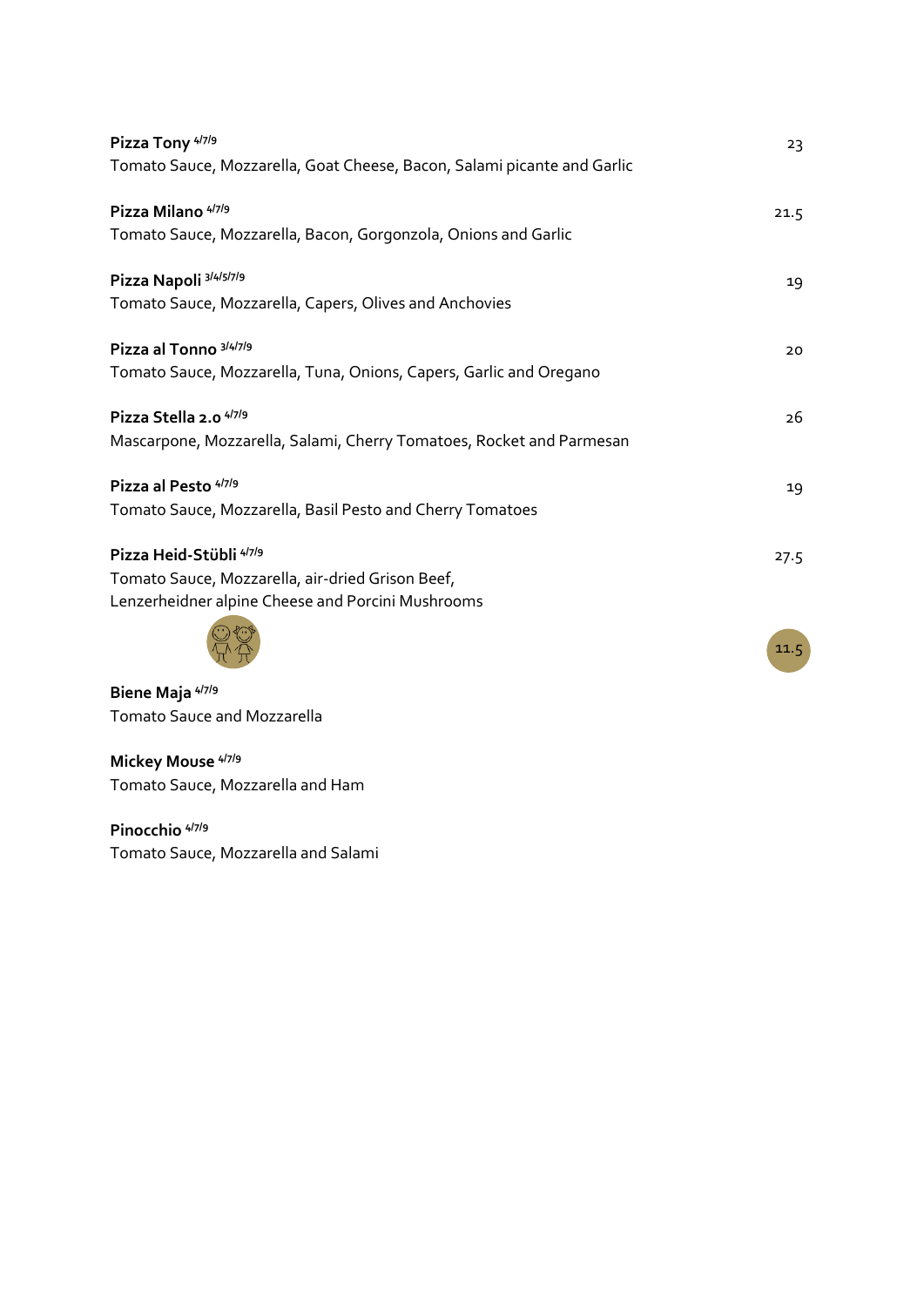**Pizza Tony** 4/7/9 — 23
Tomato Sauce, Mozzarella, Goat Cheese, Bacon, Salami picante and Garlic

**Pizza Milano** 4/7/9 — 21.5
Tomato Sauce, Mozzarella, Bacon, Gorgonzola, Onions and Garlic

**Pizza Napoli** 3/4/5/7/9 — 19
Tomato Sauce, Mozzarella, Capers, Olives and Anchovies

**Pizza al Tonno** 3/4/7/9 — 20
Tomato Sauce, Mozzarella, Tuna, Onions, Capers, Garlic and Oregano

**Pizza Stella 2.0** 4/7/9 — 26
Mascarpone, Mozzarella, Salami, Cherry Tomatoes, Rocket and Parmesan

**Pizza al Pesto** 4/7/9 — 19
Tomato Sauce, Mozzarella, Basil Pesto and Cherry Tomatoes

**Pizza Heid-Stübli** 4/7/9 — 27.5
Tomato Sauce, Mozzarella, air-dried Grison Beef,
Lenzerheidner alpine Cheese and Porcini Mushrooms

11.5

**Biene Maja** 4/7/9
Tomato Sauce and Mozzarella

**Mickey Mouse** 4/7/9
Tomato Sauce, Mozzarella and Ham

**Pinocchio** 4/7/9
Tomato Sauce, Mozzarella and Salami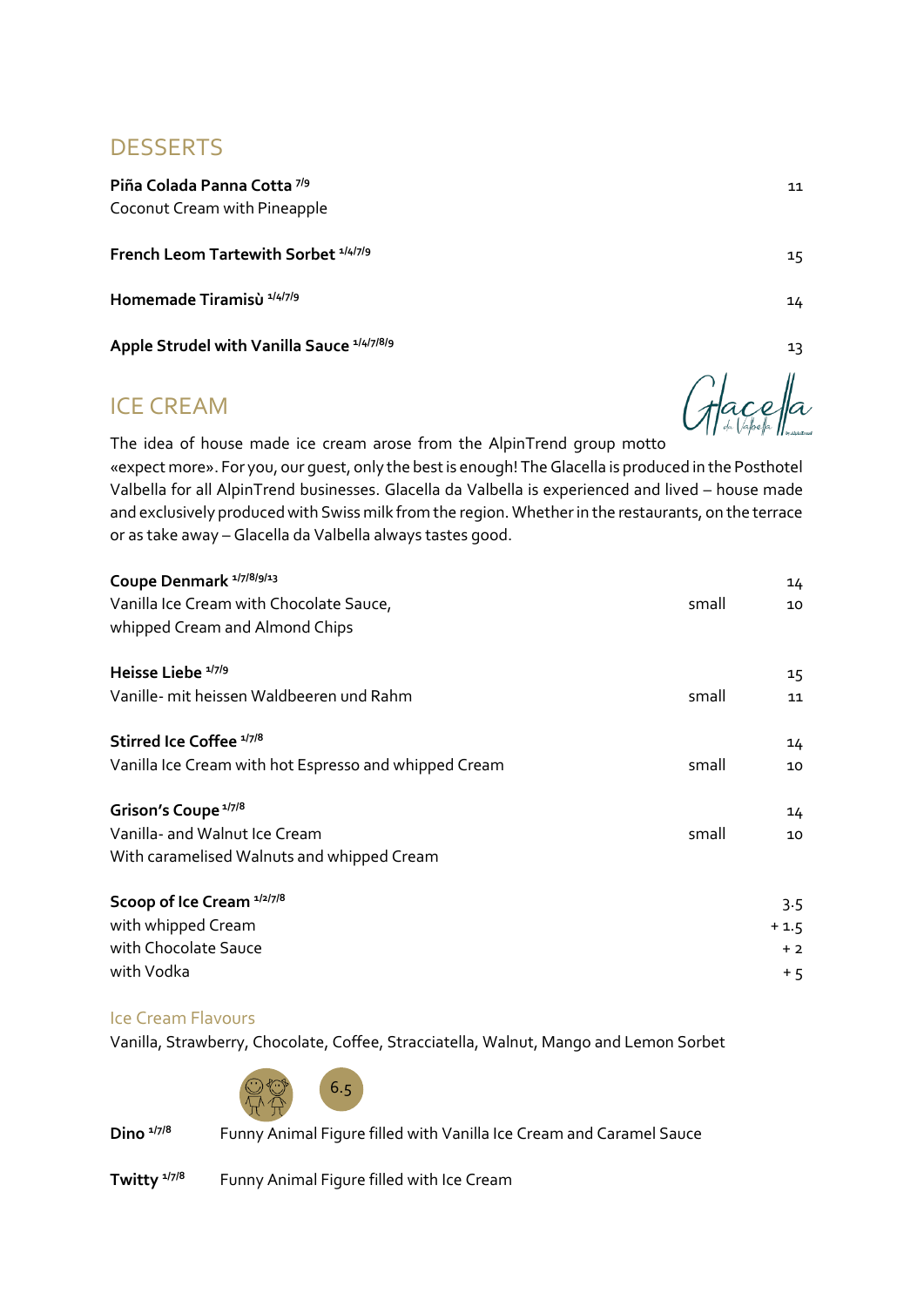## DESSERTS

**Piña Colada Panna Cotta** [7/9] 11
Coconut Cream with Pineapple

**French Leom Tartewith Sorbet** [1/4/7/9] 15

**Homemade Tiramisù** [1/4/7/9] 14

**Apple Strudel with Vanilla Sauce** [1/4/7/8/9] 13

## ICE CREAM

Glacella da Valbella

The idea of house made ice cream arose from the AlpinTrend group motto «expect more». For you, our guest, only the best is enough! The Glacella is produced in the Posthotel Valbella for all AlpinTrend businesses. Glacella da Valbella is experienced and lived – house made and exclusively produced with Swiss milk from the region. Whether in the restaurants, on the terrace or as take away – Glacella da Valbella always tastes good.

**Coupe Denmark** [1/7/8/9/13] 14
Vanilla Ice Cream with Chocolate Sauce, small 10
whipped Cream and Almond Chips

**Heisse Liebe** [1/7/9] 15
Vanille- mit heissen Waldbeeren und Rahm small 11

**Stirred Ice Coffee** [1/7/8] 14
Vanilla Ice Cream with hot Espresso and whipped Cream small 10

**Grison's Coupe** [1/7/8] 14
Vanilla- and Walnut Ice Cream small 10
With caramelised Walnuts and whipped Cream

**Scoop of Ice Cream** [1/2/7/8] 3.5
with whipped Cream + 1.5
with Chocolate Sauce + 2
with Vodka + 5

### Ice Cream Flavours

Vanilla, Strawberry, Chocolate, Coffee, Stracciatella, Walnut, Mango and Lemon Sorbet

6.5

**Dino** [1/7/8] Funny Animal Figure filled with Vanilla Ice Cream and Caramel Sauce

**Twitty** [1/7/8] Funny Animal Figure filled with Ice Cream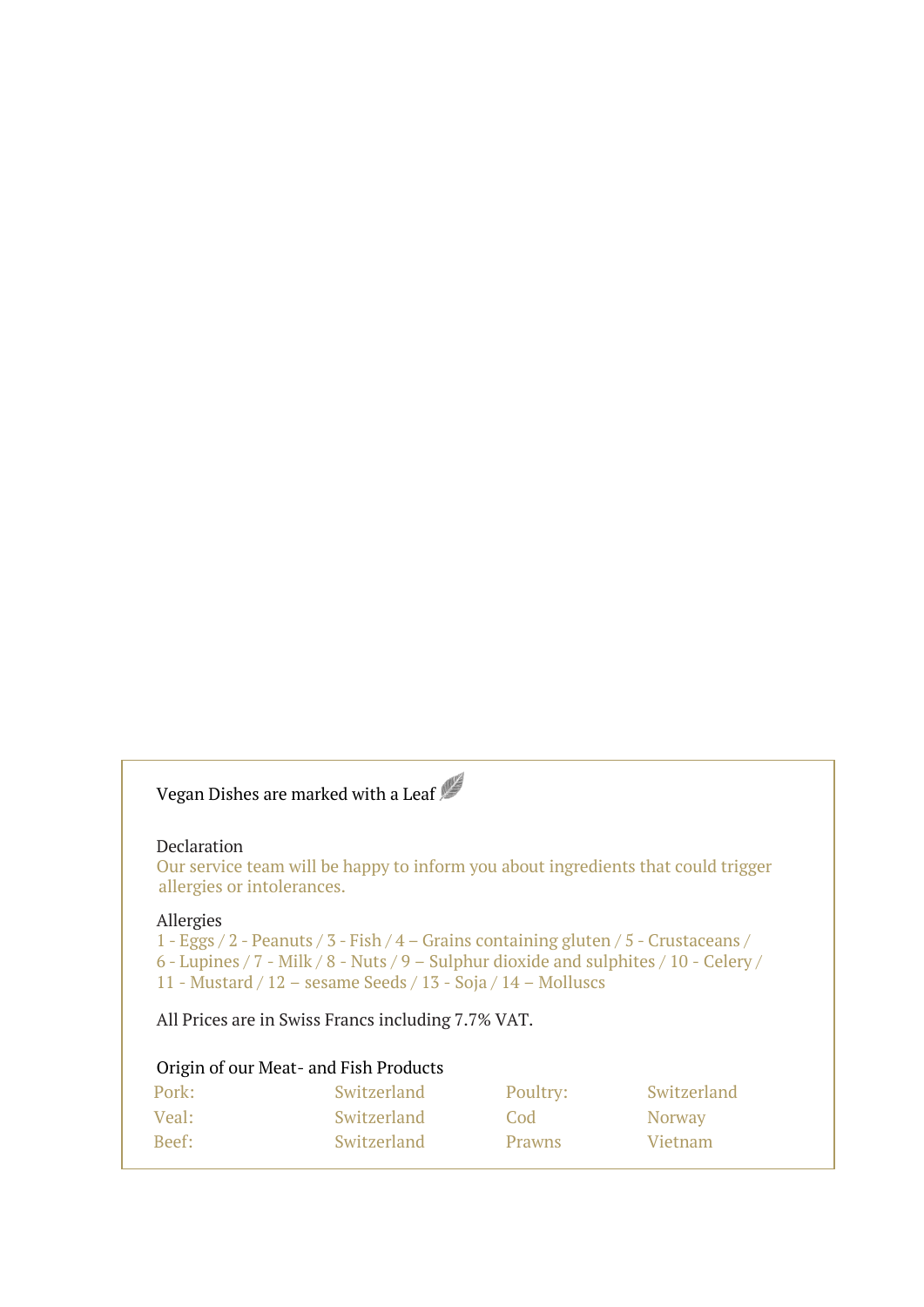Vegan Dishes are marked with a Leaf

Declaration

Our service team will be happy to inform you about ingredients that could trigger allergies or intolerances.

Allergies

1 - Eggs / 2 - Peanuts / 3 - Fish / 4 – Grains containing gluten / 5 - Crustaceans / 6 - Lupines / 7 - Milk / 8 - Nuts / 9 – Sulphur dioxide and sulphites / 10 - Celery / 11 - Mustard / 12 – sesame Seeds / 13 - Soja / 14 – Molluscs

All Prices are in Swiss Francs including 7.7% VAT.

Origin of our Meat- and Fish Products

| | | | |
|---|---|---|---|
| Pork: | Switzerland | Poultry: | Switzerland |
| Veal: | Switzerland | Cod | Norway |
| Beef: | Switzerland | Prawns | Vietnam |